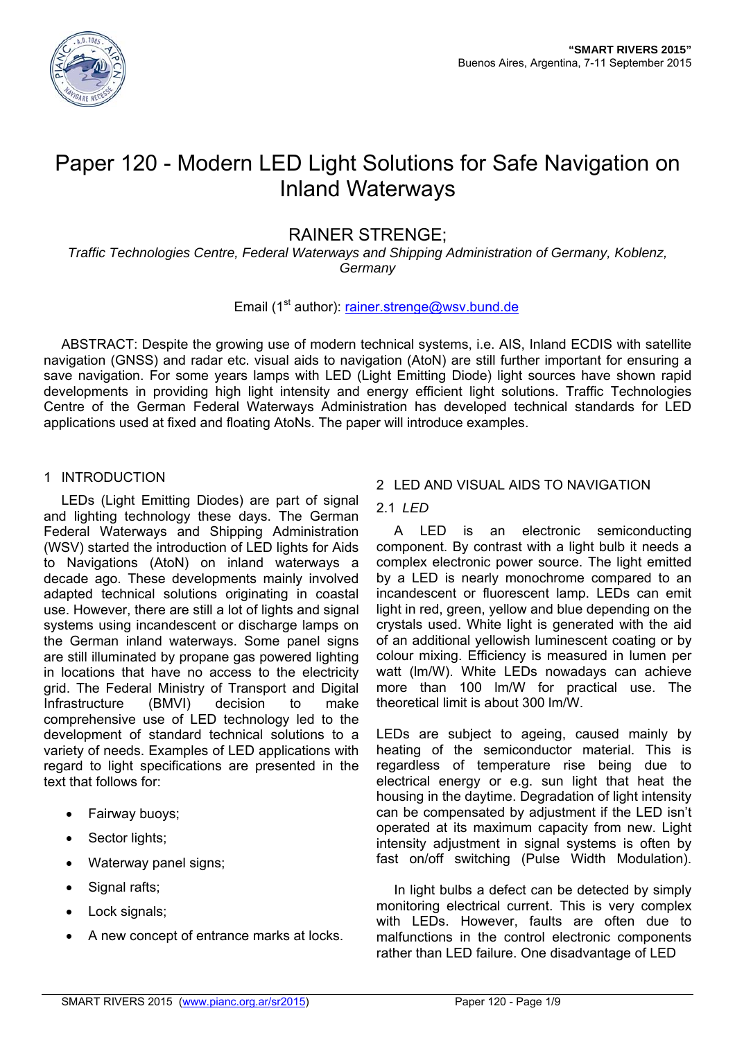# Paper 120 - Modern LED Light Solutions for Safe Navigation on Inland Waterways

## RAINER STRENGE;

*Traffic Technologies Centre, Federal Waterways and Shipping Administration of Germany, Koblenz, Germany*

Email (1[st] author): rainer.strenge@wsv.bund.de

ABSTRACT: Despite the growing use of modern technical systems, i.e. AIS, Inland ECDIS with satellite navigation (GNSS) and radar etc. visual aids to navigation (AtoN) are still further important for ensuring a save navigation. For some years lamps with LED (Light Emitting Diode) light sources have shown rapid developments in providing high light intensity and energy efficient light solutions. Traffic Technologies Centre of the German Federal Waterways Administration has developed technical standards for LED applications used at fixed and floating AtoNs. The paper will introduce examples.

## 1 INTRODUCTION

LEDs (Light Emitting Diodes) are part of signal and lighting technology these days. The German Federal Waterways and Shipping Administration (WSV) started the introduction of LED lights for Aids to Navigations (AtoN) on inland waterways a decade ago. These developments mainly involved adapted technical solutions originating in coastal use. However, there are still a lot of lights and signal systems using incandescent or discharge lamps on the German inland waterways. Some panel signs are still illuminated by propane gas powered lighting in locations that have no access to the electricity grid. The Federal Ministry of Transport and Digital Infrastructure (BMVI) decision to make comprehensive use of LED technology led to the development of standard technical solutions to a variety of needs. Examples of LED applications with regard to light specifications are presented in the text that follows for:

- Fairway buoys;
- Sector lights;
- Waterway panel signs;
- Signal rafts;
- Lock signals;
- A new concept of entrance marks at locks.

## 2 LED AND VISUAL AIDS TO NAVIGATION

### 2.1 *LED*

A LED is an electronic semiconducting component. By contrast with a light bulb it needs a complex electronic power source. The light emitted by a LED is nearly monochrome compared to an incandescent or fluorescent lamp. LEDs can emit light in red, green, yellow and blue depending on the crystals used. White light is generated with the aid of an additional yellowish luminescent coating or by colour mixing. Efficiency is measured in lumen per watt (lm/W). White LEDs nowadays can achieve more than 100 lm/W for practical use. The theoretical limit is about 300 lm/W.

LEDs are subject to ageing, caused mainly by heating of the semiconductor material. This is regardless of temperature rise being due to electrical energy or e.g. sun light that heat the housing in the daytime. Degradation of light intensity can be compensated by adjustment if the LED isn't operated at its maximum capacity from new. Light intensity adjustment in signal systems is often by fast on/off switching (Pulse Width Modulation).

In light bulbs a defect can be detected by simply monitoring electrical current. This is very complex with LEDs. However, faults are often due to malfunctions in the control electronic components rather than LED failure. One disadvantage of LED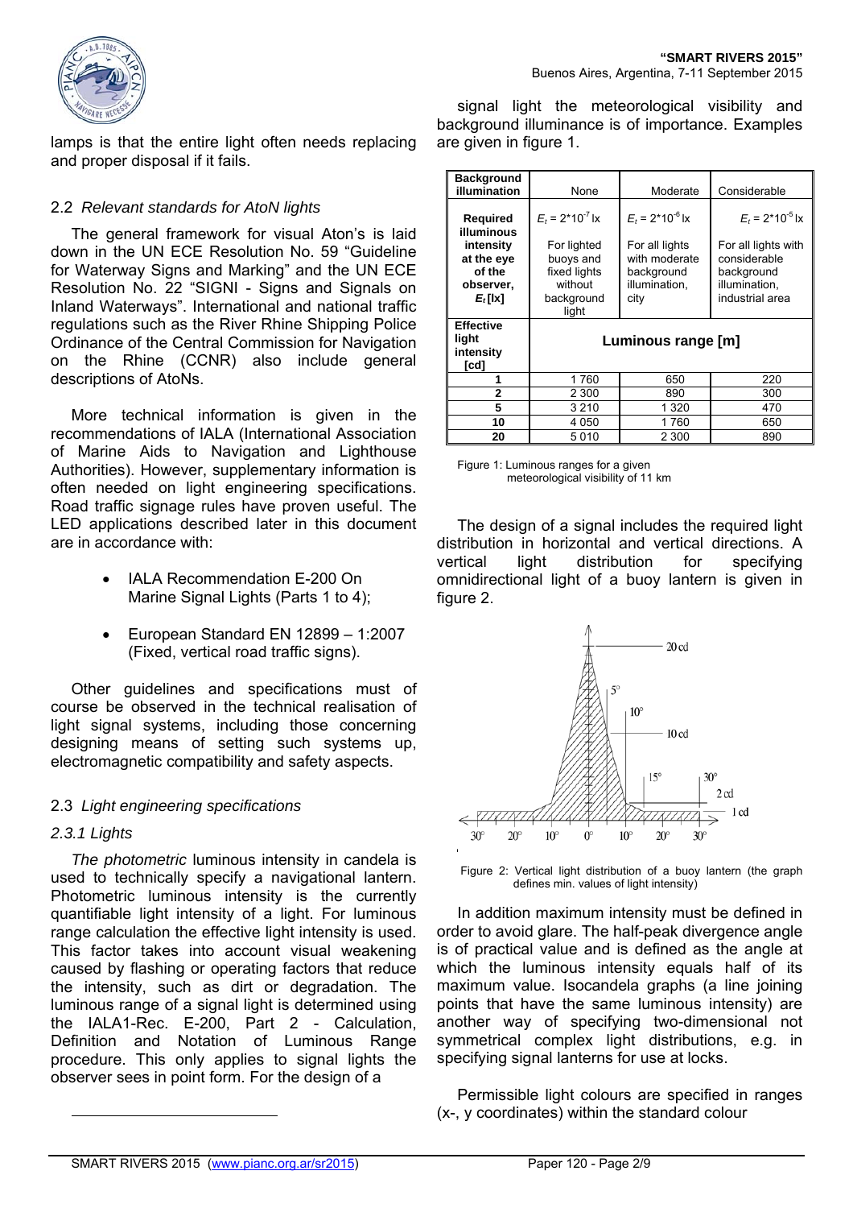lamps is that the entire light often needs replacing and proper disposal if it fails.

## 2.2 *Relevant standards for AtoN lights*

The general framework for visual Aton's is laid down in the UN ECE Resolution No. 59 "Guideline for Waterway Signs and Marking" and the UN ECE Resolution No. 22 "SIGNI - Signs and Signals on Inland Waterways". International and national traffic regulations such as the River Rhine Shipping Police Ordinance of the Central Commission for Navigation on the Rhine (CCNR) also include general descriptions of AtoNs.

More technical information is given in the recommendations of IALA (International Association of Marine Aids to Navigation and Lighthouse Authorities). However, supplementary information is often needed on light engineering specifications. Road traffic signage rules have proven useful. The LED applications described later in this document are in accordance with:

- IALA Recommendation E-200 On Marine Signal Lights (Parts 1 to 4);
- European Standard EN 12899 – 1:2007 (Fixed, vertical road traffic signs).

Other guidelines and specifications must of course be observed in the technical realisation of light signal systems, including those concerning designing means of setting such systems up, electromagnetic compatibility and safety aspects.

## 2.3 *Light engineering specifications*

### *2.3.1 Lights*

*The photometric* luminous intensity in candela is used to technically specify a navigational lantern. Photometric luminous intensity is the currently quantifiable light intensity of a light. For luminous range calculation the effective light intensity is used. This factor takes into account visual weakening caused by flashing or operating factors that reduce the intensity, such as dirt or degradation. The luminous range of a signal light is determined using the IALA1-Rec. E-200, Part 2 - Calculation, Definition and Notation of Luminous Range procedure. This only applies to signal lights the observer sees in point form. For the design of a signal light the meteorological visibility and background illuminance is of importance. Examples are given in figure 1.

| **Background illumination** | None | Moderate | Considerable |
|---|---|---|---|
| **Required illuminous intensity at the eye of the observer, $E_t$ [lx]** | $E_t = 2*10^{-7}$ lx<br>For lighted buoys and fixed lights without background light | $E_t = 2*10^{-6}$ lx<br>For all lights with moderate background illumination, city | $E_t = 2*10^{-5}$ lx<br>For all lights with considerable background illumination, industrial area |
| **Effective light intensity [cd]** | **Luminous range [m]** | | |
| **1** | 1 760 | 650 | 220 |
| **2** | 2 300 | 890 | 300 |
| **5** | 3 210 | 1 320 | 470 |
| **10** | 4 050 | 1 760 | 650 |
| **20** | 5 010 | 2 300 | 890 |

Figure 1: Luminous ranges for a given meteorological visibility of 11 km

The design of a signal includes the required light distribution in horizontal and vertical directions. A vertical light distribution for specifying omnidirectional light of a buoy lantern is given in figure 2.

Figure 2: Vertical light distribution of a buoy lantern (the graph defines min. values of light intensity)

In addition maximum intensity must be defined in order to avoid glare. The half-peak divergence angle is of practical value and is defined as the angle at which the luminous intensity equals half of its maximum value. Isocandela graphs (a line joining points that have the same luminous intensity) are another way of specifying two-dimensional not symmetrical complex light distributions, e.g. in specifying signal lanterns for use at locks.

Permissible light colours are specified in ranges (x-, y coordinates) within the standard colour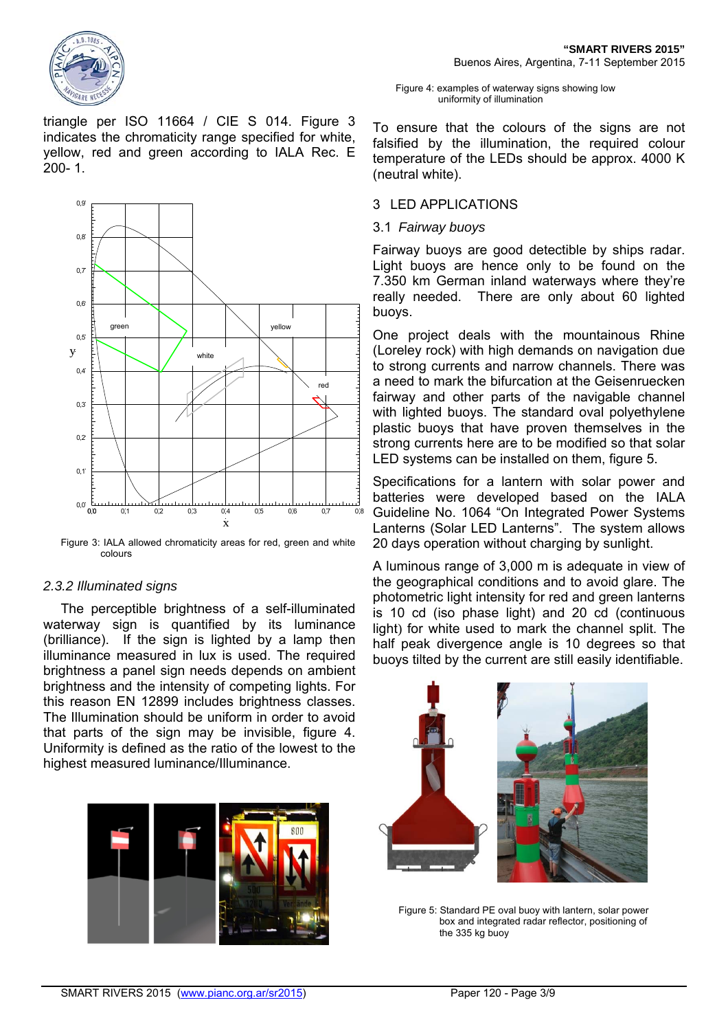triangle per ISO 11664 / CIE S 014. Figure 3 indicates the chromaticity range specified for white, yellow, red and green according to IALA Rec. E 200- 1.

Figure 3: IALA allowed chromaticity areas for red, green and white colours

### 2.3.2 *Illuminated signs*

The perceptible brightness of a self-illuminated waterway sign is quantified by its luminance (brilliance). If the sign is lighted by a lamp then illuminance measured in lux is used. The required brightness a panel sign needs depends on ambient brightness and the intensity of competing lights. For this reason EN 12899 includes brightness classes. The Illumination should be uniform in order to avoid that parts of the sign may be invisible, figure 4. Uniformity is defined as the ratio of the lowest to the highest measured luminance/Illuminance.

Figure 4: examples of waterway signs showing low uniformity of illumination

To ensure that the colours of the signs are not falsified by the illumination, the required colour temperature of the LEDs should be approx. 4000 K (neutral white).

## 3 LED APPLICATIONS

### 3.1 *Fairway buoys*

Fairway buoys are good detectible by ships radar. Light buoys are hence only to be found on the 7.350 km German inland waterways where they're really needed. There are only about 60 lighted buoys.

One project deals with the mountainous Rhine (Loreley rock) with high demands on navigation due to strong currents and narrow channels. There was a need to mark the bifurcation at the Geisenruecken fairway and other parts of the navigable channel with lighted buoys. The standard oval polyethylene plastic buoys that have proven themselves in the strong currents here are to be modified so that solar LED systems can be installed on them, figure 5.

Specifications for a lantern with solar power and batteries were developed based on the IALA Guideline No. 1064 "On Integrated Power Systems Lanterns (Solar LED Lanterns)". The system allows 20 days operation without charging by sunlight.

A luminous range of 3,000 m is adequate in view of the geographical conditions and to avoid glare. The photometric light intensity for red and green lanterns is 10 cd (iso phase light) and 20 cd (continuous light) for white used to mark the channel split. The half peak divergence angle is 10 degrees so that buoys tilted by the current are still easily identifiable.

Figure 5: Standard PE oval buoy with lantern, solar power box and integrated radar reflector, positioning of the 335 kg buoy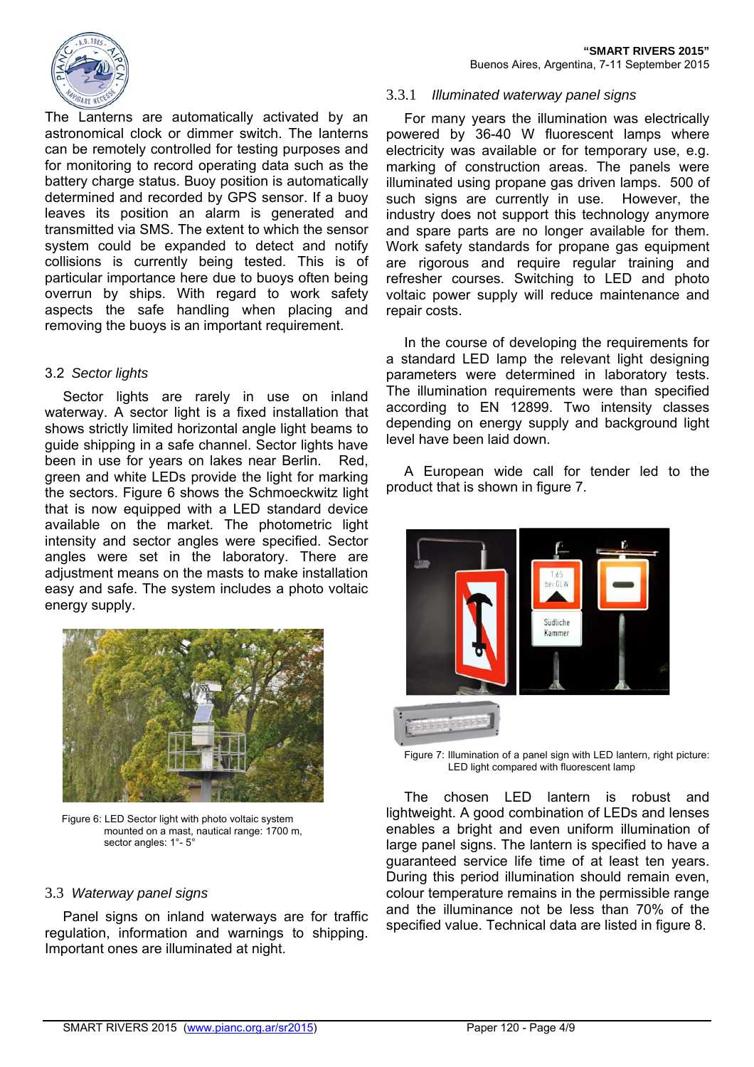The Lanterns are automatically activated by an astronomical clock or dimmer switch. The lanterns can be remotely controlled for testing purposes and for monitoring to record operating data such as the battery charge status. Buoy position is automatically determined and recorded by GPS sensor. If a buoy leaves its position an alarm is generated and transmitted via SMS. The extent to which the sensor system could be expanded to detect and notify collisions is currently being tested. This is of particular importance here due to buoys often being overrun by ships. With regard to work safety aspects the safe handling when placing and removing the buoys is an important requirement.

### 3.2 *Sector lights*

Sector lights are rarely in use on inland waterway. A sector light is a fixed installation that shows strictly limited horizontal angle light beams to guide shipping in a safe channel. Sector lights have been in use for years on lakes near Berlin. Red, green and white LEDs provide the light for marking the sectors. Figure 6 shows the Schmoeckwitz light that is now equipped with a LED standard device available on the market. The photometric light intensity and sector angles were specified. Sector angles were set in the laboratory. There are adjustment means on the masts to make installation easy and safe. The system includes a photo voltaic energy supply.

Figure 6: LED Sector light with photo voltaic system mounted on a mast, nautical range: 1700 m, sector angles: 1°- 5°

### 3.3 *Waterway panel signs*

Panel signs on inland waterways are for traffic regulation, information and warnings to shipping. Important ones are illuminated at night.

#### 3.3.1 *Illuminated waterway panel signs*

For many years the illumination was electrically powered by 36-40 W fluorescent lamps where electricity was available or for temporary use, e.g. marking of construction areas. The panels were illuminated using propane gas driven lamps. 500 of such signs are currently in use. However, the industry does not support this technology anymore and spare parts are no longer available for them. Work safety standards for propane gas equipment are rigorous and require regular training and refresher courses. Switching to LED and photo voltaic power supply will reduce maintenance and repair costs.

In the course of developing the requirements for a standard LED lamp the relevant light designing parameters were determined in laboratory tests. The illumination requirements were than specified according to EN 12899. Two intensity classes depending on energy supply and background light level have been laid down.

A European wide call for tender led to the product that is shown in figure 7.

Figure 7: Illumination of a panel sign with LED lantern, right picture: LED light compared with fluorescent lamp

The chosen LED lantern is robust and lightweight. A good combination of LEDs and lenses enables a bright and even uniform illumination of large panel signs. The lantern is specified to have a guaranteed service life time of at least ten years. During this period illumination should remain even, colour temperature remains in the permissible range and the illuminance not be less than 70% of the specified value. Technical data are listed in figure 8.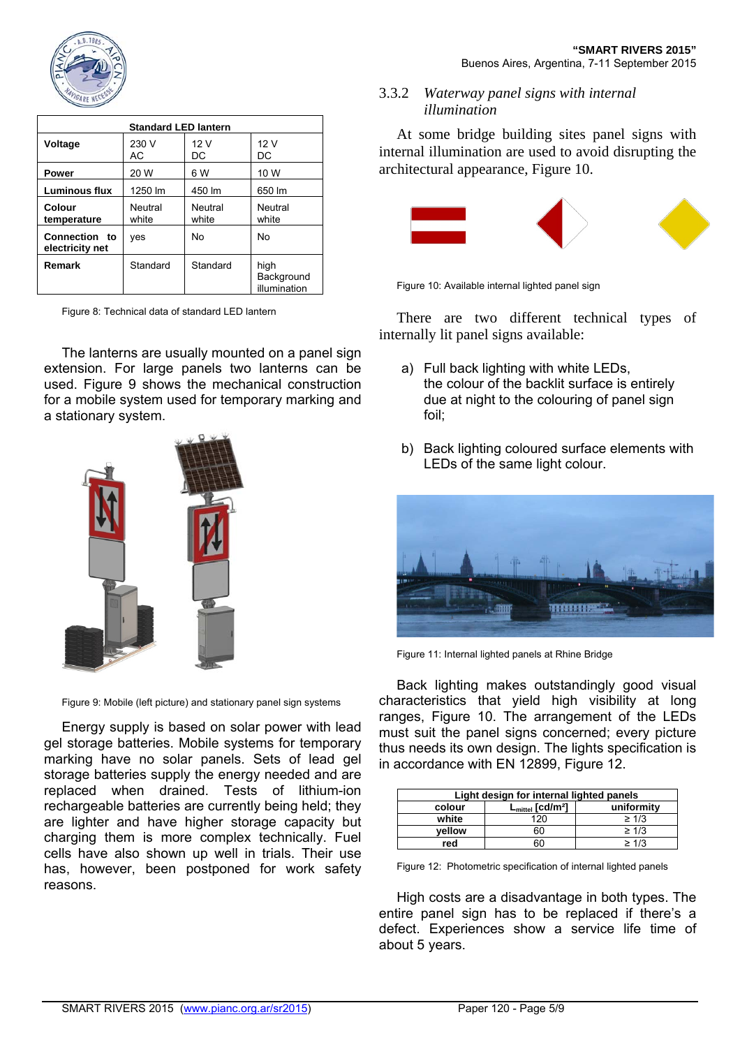| Standard LED lantern | | | |
|---|---|---|---|
| **Voltage** | 230 V AC | 12 V DC | 12 V DC |
| **Power** | 20 W | 6 W | 10 W |
| **Luminous flux** | 1250 lm | 450 lm | 650 lm |
| **Colour temperature** | Neutral white | Neutral white | Neutral white |
| **Connection to electricity net** | yes | No | No |
| **Remark** | Standard | Standard | high Background illumination |

Figure 8: Technical data of standard LED lantern

The lanterns are usually mounted on a panel sign extension. For large panels two lanterns can be used. Figure 9 shows the mechanical construction for a mobile system used for temporary marking and a stationary system.

Figure 9: Mobile (left picture) and stationary panel sign systems

Energy supply is based on solar power with lead gel storage batteries. Mobile systems for temporary marking have no solar panels. Sets of lead gel storage batteries supply the energy needed and are replaced when drained. Tests of lithium-ion rechargeable batteries are currently being held; they are lighter and have higher storage capacity but charging them is more complex technically. Fuel cells have also shown up well in trials. Their use has, however, been postponed for work safety reasons.

### 3.3.2 *Waterway panel signs with internal illumination*

At some bridge building sites panel signs with internal illumination are used to avoid disrupting the architectural appearance, Figure 10.

Figure 10: Available internal lighted panel sign

There are two different technical types of internally lit panel signs available:

a) Full back lighting with white LEDs, the colour of the backlit surface is entirely due at night to the colouring of panel sign foil;

b) Back lighting coloured surface elements with LEDs of the same light colour.

Figure 11: Internal lighted panels at Rhine Bridge

Back lighting makes outstandingly good visual characteristics that yield high visibility at long ranges, Figure 10. The arrangement of the LEDs must suit the panel signs concerned; every picture thus needs its own design. The lights specification is in accordance with EN 12899, Figure 12.

| Light design for internal lighted panels | | |
|---|---|---|
| **colour** | **$L_{mittel}$ [cd/m²]** | **uniformity** |
| **white** | 120 | ≥ 1/3 |
| **yellow** | 60 | ≥ 1/3 |
| **red** | 60 | ≥ 1/3 |

Figure 12: Photometric specification of internal lighted panels

High costs are a disadvantage in both types. The entire panel sign has to be replaced if there's a defect. Experiences show a service life time of about 5 years.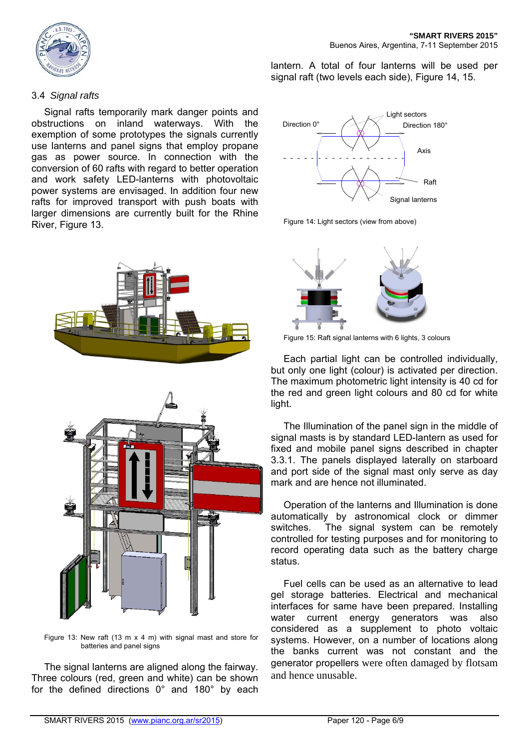### 3.4 *Signal rafts*

Signal rafts temporarily mark danger points and obstructions on inland waterways. With the exemption of some prototypes the signals currently use lanterns and panel signs that employ propane gas as power source. In connection with the conversion of 60 rafts with regard to better operation and work safety LED-lanterns with photovoltaic power systems are envisaged. In addition four new rafts for improved transport with push boats with larger dimensions are currently built for the Rhine River, Figure 13.

Figure 13: New raft (13 m x 4 m) with signal mast and store for batteries and panel signs

The signal lanterns are aligned along the fairway. Three colours (red, green and white) can be shown for the defined directions 0° and 180° by each lantern. A total of four lanterns will be used per signal raft (two levels each side), Figure 14, 15.

Figure 14: Light sectors (view from above)

Figure 15: Raft signal lanterns with 6 lights, 3 colours

Each partial light can be controlled individually, but only one light (colour) is activated per direction. The maximum photometric light intensity is 40 cd for the red and green light colours and 80 cd for white light.

The Illumination of the panel sign in the middle of signal masts is by standard LED-lantern as used for fixed and mobile panel signs described in chapter 3.3.1. The panels displayed laterally on starboard and port side of the signal mast only serve as day mark and are hence not illuminated.

Operation of the lanterns and Illumination is done automatically by astronomical clock or dimmer switches. The signal system can be remotely controlled for testing purposes and for monitoring to record operating data such as the battery charge status.

Fuel cells can be used as an alternative to lead gel storage batteries. Electrical and mechanical interfaces for same have been prepared. Installing water current energy generators was also considered as a supplement to photo voltaic systems. However, on a number of locations along the banks current was not constant and the generator propellers were often damaged by flotsam and hence unusable.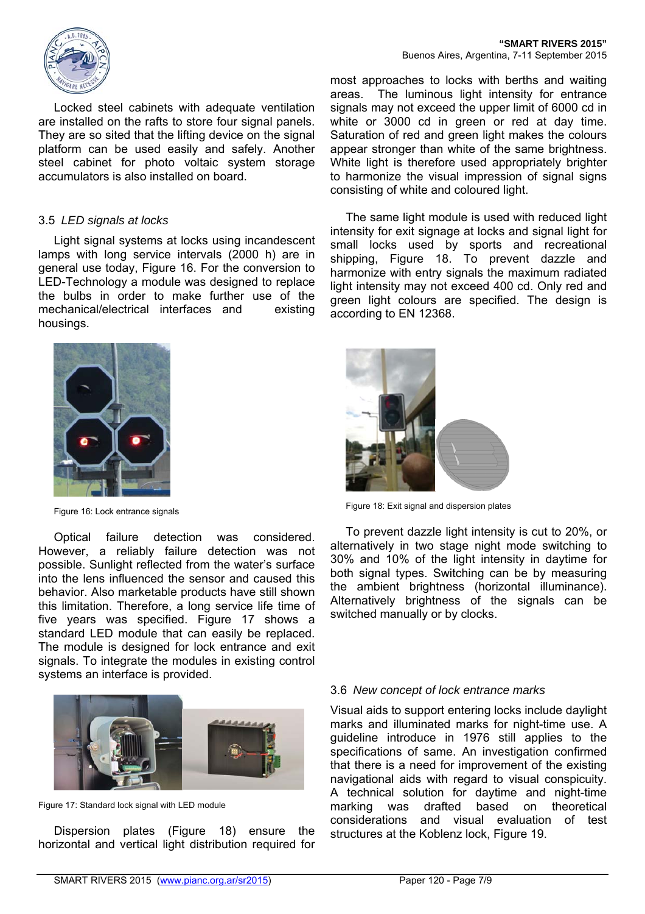Locked steel cabinets with adequate ventilation are installed on the rafts to store four signal panels. They are so sited that the lifting device on the signal platform can be used easily and safely. Another steel cabinet for photo voltaic system storage accumulators is also installed on board.

### 3.5 *LED signals at locks*

Light signal systems at locks using incandescent lamps with long service intervals (2000 h) are in general use today, Figure 16. For the conversion to LED-Technology a module was designed to replace the bulbs in order to make further use of the mechanical/electrical interfaces and existing housings.

Figure 16: Lock entrance signals

Optical failure detection was considered. However, a reliably failure detection was not possible. Sunlight reflected from the water's surface into the lens influenced the sensor and caused this behavior. Also marketable products have still shown this limitation. Therefore, a long service life time of five years was specified. Figure 17 shows a standard LED module that can easily be replaced. The module is designed for lock entrance and exit signals. To integrate the modules in existing control systems an interface is provided.

Figure 17: Standard lock signal with LED module

Dispersion plates (Figure 18) ensure the horizontal and vertical light distribution required for most approaches to locks with berths and waiting areas. The luminous light intensity for entrance signals may not exceed the upper limit of 6000 cd in white or 3000 cd in green or red at day time. Saturation of red and green light makes the colours appear stronger than white of the same brightness. White light is therefore used appropriately brighter to harmonize the visual impression of signal signs consisting of white and coloured light.

The same light module is used with reduced light intensity for exit signage at locks and signal light for small locks used by sports and recreational shipping, Figure 18. To prevent dazzle and harmonize with entry signals the maximum radiated light intensity may not exceed 400 cd. Only red and green light colours are specified. The design is according to EN 12368.

Figure 18: Exit signal and dispersion plates

To prevent dazzle light intensity is cut to 20%, or alternatively in two stage night mode switching to 30% and 10% of the light intensity in daytime for both signal types. Switching can be by measuring the ambient brightness (horizontal illuminance). Alternatively brightness of the signals can be switched manually or by clocks.

### 3.6 *New concept of lock entrance marks*

Visual aids to support entering locks include daylight marks and illuminated marks for night-time use. A guideline introduce in 1976 still applies to the specifications of same. An investigation confirmed that there is a need for improvement of the existing navigational aids with regard to visual conspicuity. A technical solution for daytime and night-time marking was drafted based on theoretical considerations and visual evaluation of test structures at the Koblenz lock, Figure 19.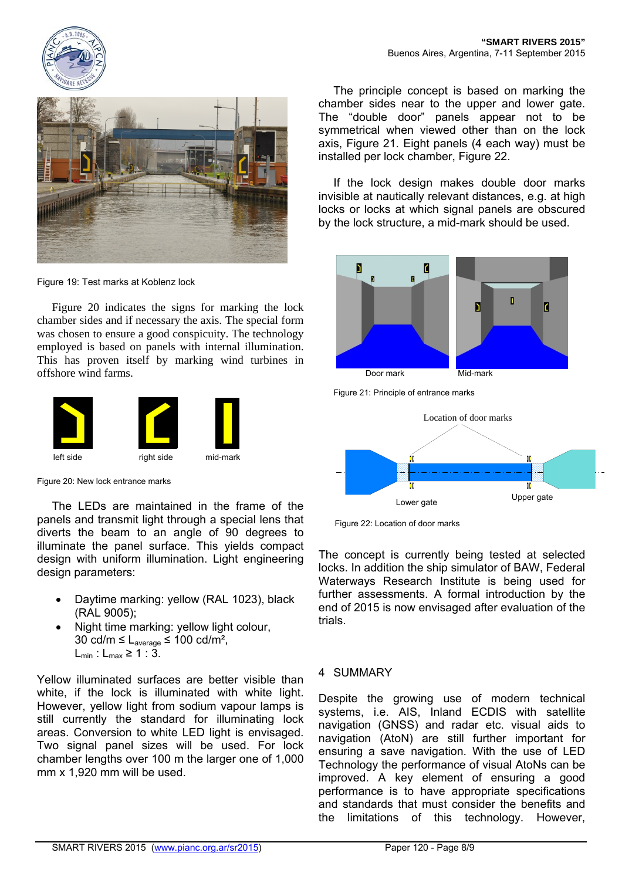Figure 19: Test marks at Koblenz lock

Figure 20 indicates the signs for marking the lock chamber sides and if necessary the axis. The special form was chosen to ensure a good conspicuity. The technology employed is based on panels with internal illumination. This has proven itself by marking wind turbines in offshore wind farms.

left side    right side    mid-mark

Figure 20: New lock entrance marks

The LEDs are maintained in the frame of the panels and transmit light through a special lens that diverts the beam to an angle of 90 degrees to illuminate the panel surface. This yields compact design with uniform illumination. Light engineering design parameters:

- Daytime marking: yellow (RAL 1023), black (RAL 9005);
- Night time marking: yellow light colour, 30 cd/m $\leq L_{average} \leq$ 100 cd/m², $L_{min} : L_{max} \geq 1 : 3$.

Yellow illuminated surfaces are better visible than white, if the lock is illuminated with white light. However, yellow light from sodium vapour lamps is still currently the standard for illuminating lock areas. Conversion to white LED light is envisaged. Two signal panel sizes will be used. For lock chamber lengths over 100 m the larger one of 1,000 mm x 1,920 mm will be used.

The principle concept is based on marking the chamber sides near to the upper and lower gate. The "double door" panels appear not to be symmetrical when viewed other than on the lock axis, Figure 21. Eight panels (4 each way) must be installed per lock chamber, Figure 22.

If the lock design makes double door marks invisible at nautically relevant distances, e.g. at high locks or locks at which signal panels are obscured by the lock structure, a mid-mark should be used.

Door mark    Mid-mark

Figure 21: Principle of entrance marks

Location of door marks

Lower gate    Upper gate

Figure 22: Location of door marks

The concept is currently being tested at selected locks. In addition the ship simulator of BAW, Federal Waterways Research Institute is being used for further assessments. A formal introduction by the end of 2015 is now envisaged after evaluation of the trials.

## 4 SUMMARY

Despite the growing use of modern technical systems, i.e. AIS, Inland ECDIS with satellite navigation (GNSS) and radar etc. visual aids to navigation (AtoN) are still further important for ensuring a save navigation. With the use of LED Technology the performance of visual AtoNs can be improved. A key element of ensuring a good performance is to have appropriate specifications and standards that must consider the benefits and the limitations of this technology. However,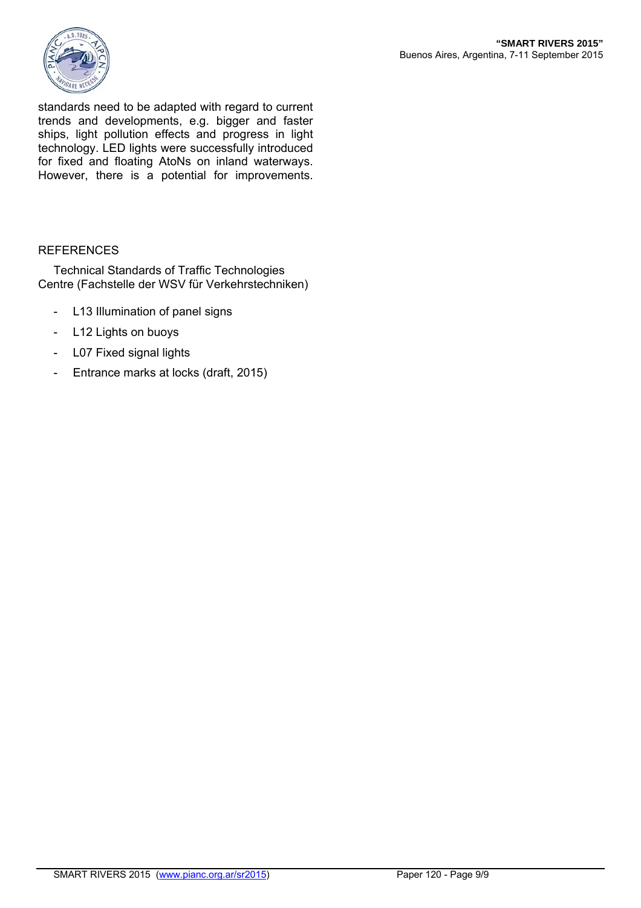standards need to be adapted with regard to current trends and developments, e.g. bigger and faster ships, light pollution effects and progress in light technology. LED lights were successfully introduced for fixed and floating AtoNs on inland waterways. However, there is a potential for improvements.

## REFERENCES

Technical Standards of Traffic Technologies Centre (Fachstelle der WSV für Verkehrstechniken)

- L13 Illumination of panel signs
- L12 Lights on buoys
- L07 Fixed signal lights
- Entrance marks at locks (draft, 2015)